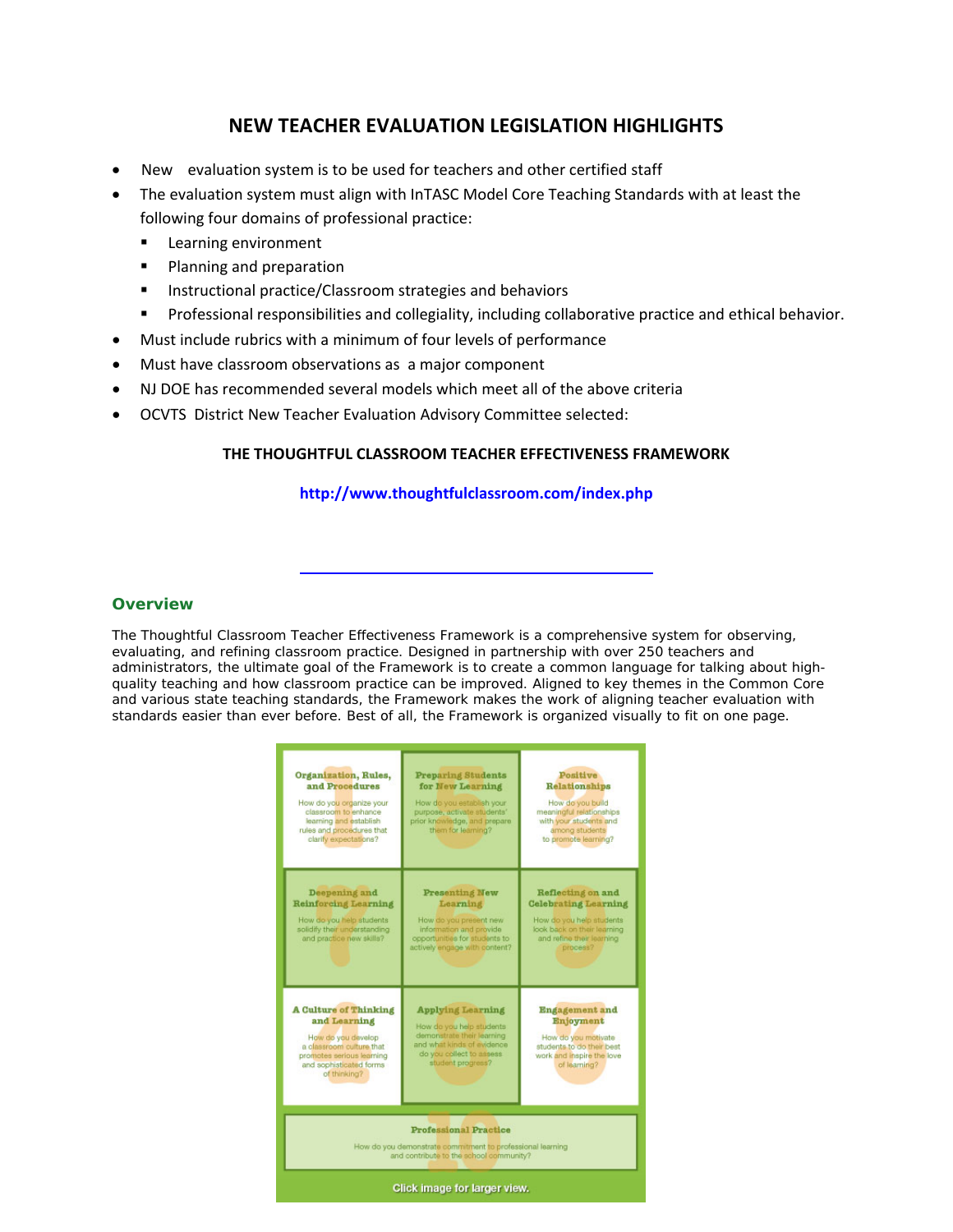## NEW TEACHER EVALUATION LEGISLATION HIGHLIGHTS

- New evaluation system is to be used for teachers and other certified staff
- The evaluation system must align with InTASC Model Core Teaching Standards with at least the following four domains of professional practice:
  - Learning environment
  - Planning and preparation
  - Instructional practice/Classroom strategies and behaviors
  - Professional responsibilities and collegiality, including collaborative practice and ethical behavior.
- Must include rubrics with a minimum of four levels of performance
- Must have classroom observations as a major component
- NJ DOE has recommended several models which meet all of the above criteria
- OCVTS District New Teacher Evaluation Advisory Committee selected:

**THE THOUGHTFUL CLASSROOM TEACHER EFFECTIVENESS FRAMEWORK**

**http://www.thoughtfulclassroom.com/index.php**

### Overview

The Thoughtful Classroom Teacher Effectiveness Framework is a comprehensive system for observing, evaluating, and refining classroom practice. Designed in partnership with over 250 teachers and administrators, the ultimate goal of the Framework is to create a common language for talking about high-quality teaching and how classroom practice can be improved. Aligned to key themes in the Common Core and various state teaching standards, the Framework makes the work of aligning teacher evaluation with standards easier than ever before. Best of all, the Framework is organized visually to fit on one page.

| | | |
|---|---|---|
| **Organization, Rules, and Procedures**<br>How do you organize your classroom to enhance learning and establish rules and procedures that clarify expectations? | **Preparing Students for New Learning**<br>How do you establish your purpose, activate students' prior knowledge, and prepare them for learning? | **Positive Relationships**<br>How do you build meaningful relationships with your students and among students to promote learning? |
| **Deepening and Reinforcing Learning**<br>How do you help students solidify their understanding and practice new skills? | **Presenting New Learning**<br>How do you present new information and provide opportunities for students to actively engage with content? | **Reflecting on and Celebrating Learning**<br>How do you help students look back on their learning and refine their learning process? |
| **A Culture of Thinking and Learning**<br>How do you develop a classroom culture that promotes serious learning and sophisticated forms of thinking? | **Applying Learning**<br>How do you help students demonstrate their learning and what kinds of evidence do you collect to assess student progress? | **Engagement and Enjoyment**<br>How do you motivate students to do their best work and inspire the love of learning? |
| **Professional Practice**<br>How do you demonstrate commitment to professional learning and contribute to the school community? | | |

Click image for larger view.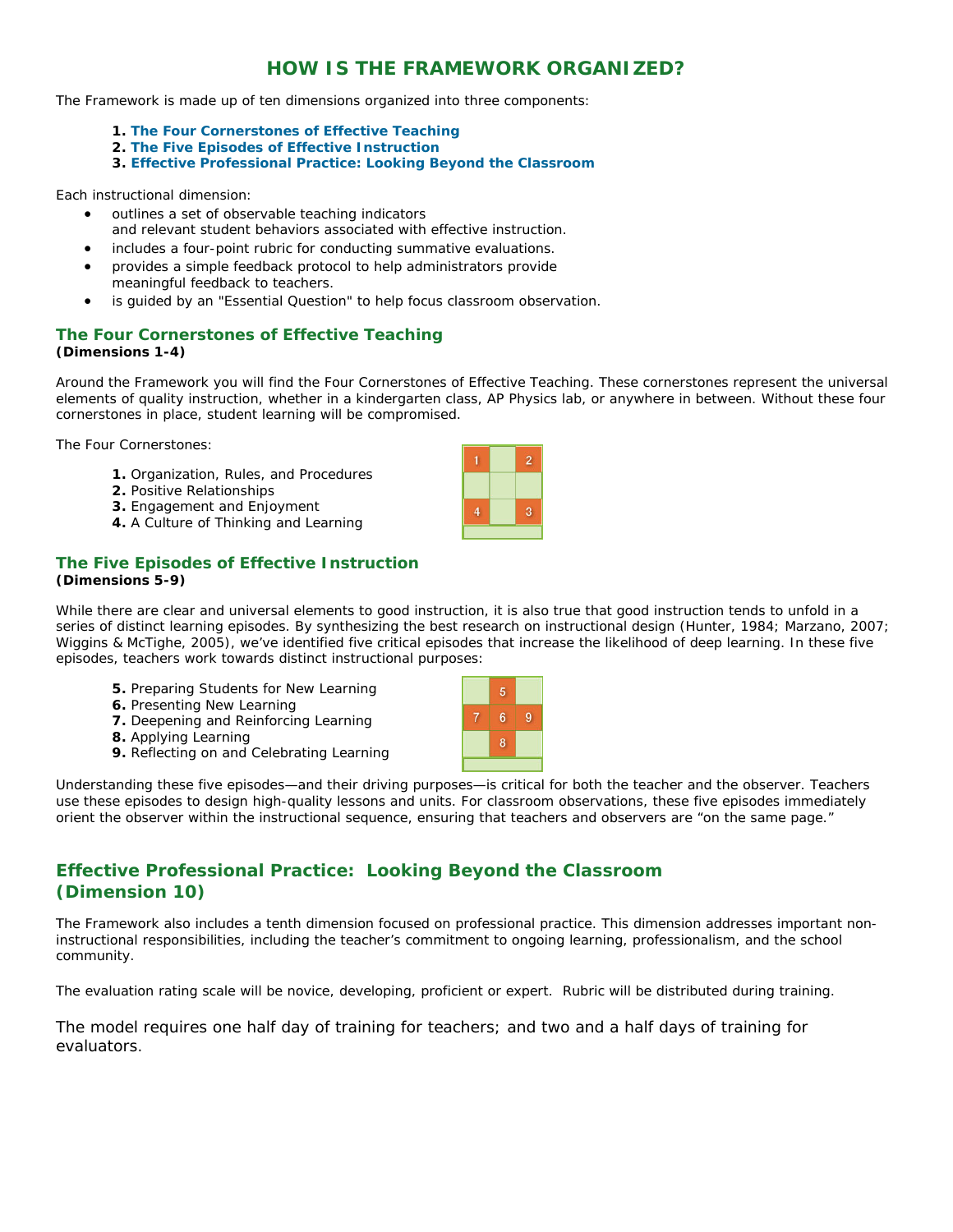# HOW IS THE FRAMEWORK ORGANIZED?

The Framework is made up of ten dimensions organized into three components:

1. **The Four Cornerstones of Effective Teaching**
2. **The Five Episodes of Effective Instruction**
3. **Effective Professional Practice: Looking Beyond the Classroom**

Each instructional dimension:

- outlines a set of observable teaching indicators and relevant student behaviors associated with effective instruction.
- includes a four-point rubric for conducting summative evaluations.
- provides a simple feedback protocol to help administrators provide meaningful feedback to teachers.
- is guided by an "Essential Question" to help focus classroom observation.

## The Four Cornerstones of Effective Teaching

**(Dimensions 1-4)**

Around the Framework you will find the Four Cornerstones of Effective Teaching. These cornerstones represent the universal elements of quality instruction, whether in a kindergarten class, AP Physics lab, or anywhere in between. Without these four cornerstones in place, student learning will be compromised.

The Four Cornerstones:

1. Organization, Rules, and Procedures
2. Positive Relationships
3. Engagement and Enjoyment
4. A Culture of Thinking and Learning

## The Five Episodes of Effective Instruction

**(Dimensions 5-9)**

While there are clear and universal elements to good instruction, it is also true that good instruction tends to unfold in a series of distinct learning episodes. By synthesizing the best research on instructional design (Hunter, 1984; Marzano, 2007; Wiggins & McTighe, 2005), we've identified five critical episodes that increase the likelihood of deep learning. In these five episodes, teachers work towards distinct instructional purposes:

5. Preparing Students for New Learning
6. Presenting New Learning
7. Deepening and Reinforcing Learning
8. Applying Learning
9. Reflecting on and Celebrating Learning

Understanding these five episodes—and their driving purposes—is critical for both the teacher and the observer. Teachers use these episodes to design high-quality lessons and units. For classroom observations, these five episodes immediately orient the observer within the instructional sequence, ensuring that teachers and observers are "on the same page."

## Effective Professional Practice: Looking Beyond the Classroom (Dimension 10)

The Framework also includes a tenth dimension focused on professional practice. This dimension addresses important non-instructional responsibilities, including the teacher's commitment to ongoing learning, professionalism, and the school community.

The evaluation rating scale will be novice, developing, proficient or expert. Rubric will be distributed during training.

The model requires one half day of training for teachers; and two and a half days of training for evaluators.